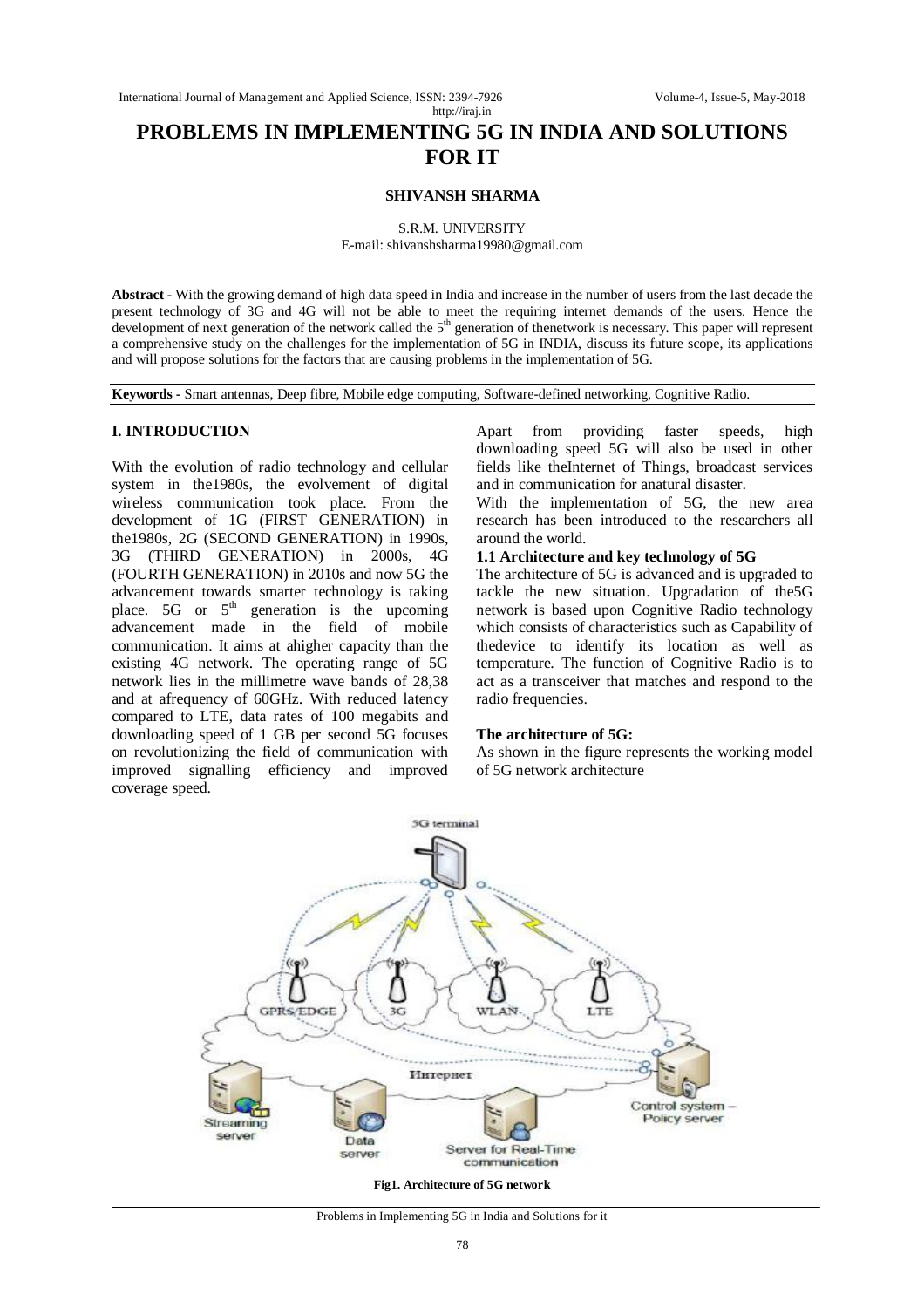# PROBLEMS IN IMPLEMENTING 5G IN INDIA AND SOLUTIONS FOR IT

**SHIVANSH SHARMA**

S.R.M. UNIVERSITY
E-mail: shivanshsharma19980@gmail.com

**Abstract -** With the growing demand of high data speed in India and increase in the number of users from the last decade the present technology of 3G and 4G will not be able to meet the requiring internet demands of the users. Hence the development of next generation of the network called the 5th generation of thenetwork is necessary. This paper will represent a comprehensive study on the challenges for the implementation of 5G in INDIA, discuss its future scope, its applications and will propose solutions for the factors that are causing problems in the implementation of 5G.

**Keywords -** Smart antennas, Deep fibre, Mobile edge computing, Software-defined networking, Cognitive Radio.

## I. INTRODUCTION

With the evolution of radio technology and cellular system in the1980s, the evolvement of digital wireless communication took place. From the development of 1G (FIRST GENERATION) in the1980s, 2G (SECOND GENERATION) in 1990s, 3G (THIRD GENERATION) in 2000s, 4G (FOURTH GENERATION) in 2010s and now 5G the advancement towards smarter technology is taking place. 5G or 5th generation is the upcoming advancement made in the field of mobile communication. It aims at ahigher capacity than the existing 4G network. The operating range of 5G network lies in the millimetre wave bands of 28,38 and at afrequency of 60GHz. With reduced latency compared to LTE, data rates of 100 megabits and downloading speed of 1 GB per second 5G focuses on revolutionizing the field of communication with improved signalling efficiency and improved coverage speed.

Apart from providing faster speeds, high downloading speed 5G will also be used in other fields like theInternet of Things, broadcast services and in communication for anatural disaster.

With the implementation of 5G, the new area research has been introduced to the researchers all around the world.

### 1.1 Architecture and key technology of 5G

The architecture of 5G is advanced and is upgraded to tackle the new situation. Upgradation of the5G network is based upon Cognitive Radio technology which consists of characteristics such as Capability of thedevice to identify its location as well as temperature. The function of Cognitive Radio is to act as a transceiver that matches and respond to the radio frequencies.

**The architecture of 5G:**

As shown in the figure represents the working model of 5G network architecture

**Fig1. Architecture of 5G network**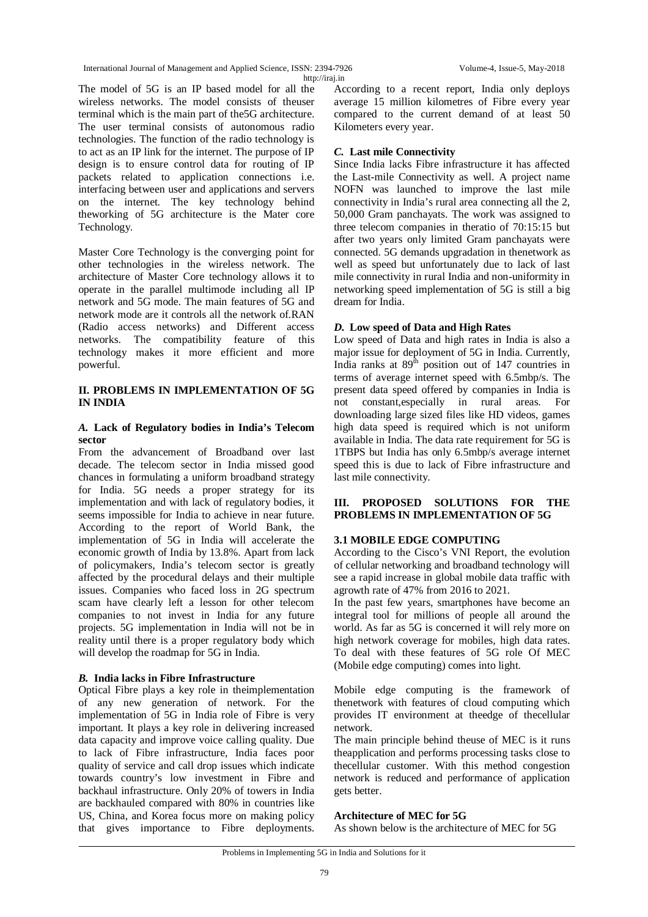The model of 5G is an IP based model for all the wireless networks. The model consists of theuser terminal which is the main part of the5G architecture. The user terminal consists of autonomous radio technologies. The function of the radio technology is to act as an IP link for the internet. The purpose of IP design is to ensure control data for routing of IP packets related to application connections i.e. interfacing between user and applications and servers on the internet. The key technology behind theworking of 5G architecture is the Mater core Technology.

Master Core Technology is the converging point for other technologies in the wireless network. The architecture of Master Core technology allows it to operate in the parallel multimode including all IP network and 5G mode. The main features of 5G and network mode are it controls all the network of.RAN (Radio access networks) and Different access networks. The compatibility feature of this technology makes it more efficient and more powerful.

## II. PROBLEMS IN IMPLEMENTATION OF 5G IN INDIA

### *A.* Lack of Regulatory bodies in India's Telecom sector

From the advancement of Broadband over last decade. The telecom sector in India missed good chances in formulating a uniform broadband strategy for India. 5G needs a proper strategy for its implementation and with lack of regulatory bodies, it seems impossible for India to achieve in near future. According to the report of World Bank, the implementation of 5G in India will accelerate the economic growth of India by 13.8%. Apart from lack of policymakers, India's telecom sector is greatly affected by the procedural delays and their multiple issues. Companies who faced loss in 2G spectrum scam have clearly left a lesson for other telecom companies to not invest in India for any future projects. 5G implementation in India will not be in reality until there is a proper regulatory body which will develop the roadmap for 5G in India.

### *B.* India lacks in Fibre Infrastructure

Optical Fibre plays a key role in theimplementation of any new generation of network. For the implementation of 5G in India role of Fibre is very important. It plays a key role in delivering increased data capacity and improve voice calling quality. Due to lack of Fibre infrastructure, India faces poor quality of service and call drop issues which indicate towards country's low investment in Fibre and backhaul infrastructure. Only 20% of towers in India are backhauled compared with 80% in countries like US, China, and Korea focus more on making policy that gives importance to Fibre deployments. According to a recent report, India only deploys average 15 million kilometres of Fibre every year compared to the current demand of at least 50 Kilometers every year.

### *C.* Last mile Connectivity

Since India lacks Fibre infrastructure it has affected the Last-mile Connectivity as well. A project name NOFN was launched to improve the last mile connectivity in India's rural area connecting all the 2, 50,000 Gram panchayats. The work was assigned to three telecom companies in theratio of 70:15:15 but after two years only limited Gram panchayats were connected. 5G demands upgradation in thenetwork as well as speed but unfortunately due to lack of last mile connectivity in rural India and non-uniformity in networking speed implementation of 5G is still a big dream for India.

### *D.* Low speed of Data and High Rates

Low speed of Data and high rates in India is also a major issue for deployment of 5G in India. Currently, India ranks at 89th position out of 147 countries in terms of average internet speed with 6.5mbp/s. The present data speed offered by companies in India is not constant,especially in rural areas. For downloading large sized files like HD videos, games high data speed is required which is not uniform available in India. The data rate requirement for 5G is 1TBPS but India has only 6.5mbp/s average internet speed this is due to lack of Fibre infrastructure and last mile connectivity.

## III. PROPOSED SOLUTIONS FOR THE PROBLEMS IN IMPLEMENTATION OF 5G

### 3.1 MOBILE EDGE COMPUTING

According to the Cisco's VNI Report, the evolution of cellular networking and broadband technology will see a rapid increase in global mobile data traffic with agrowth rate of 47% from 2016 to 2021.

In the past few years, smartphones have become an integral tool for millions of people all around the world. As far as 5G is concerned it will rely more on high network coverage for mobiles, high data rates. To deal with these features of 5G role Of MEC (Mobile edge computing) comes into light.

Mobile edge computing is the framework of thenetwork with features of cloud computing which provides IT environment at theedge of thecellular network.

The main principle behind theuse of MEC is it runs theapplication and performs processing tasks close to thecellular customer. With this method congestion network is reduced and performance of application gets better.

### Architecture of MEC for 5G

As shown below is the architecture of MEC for 5G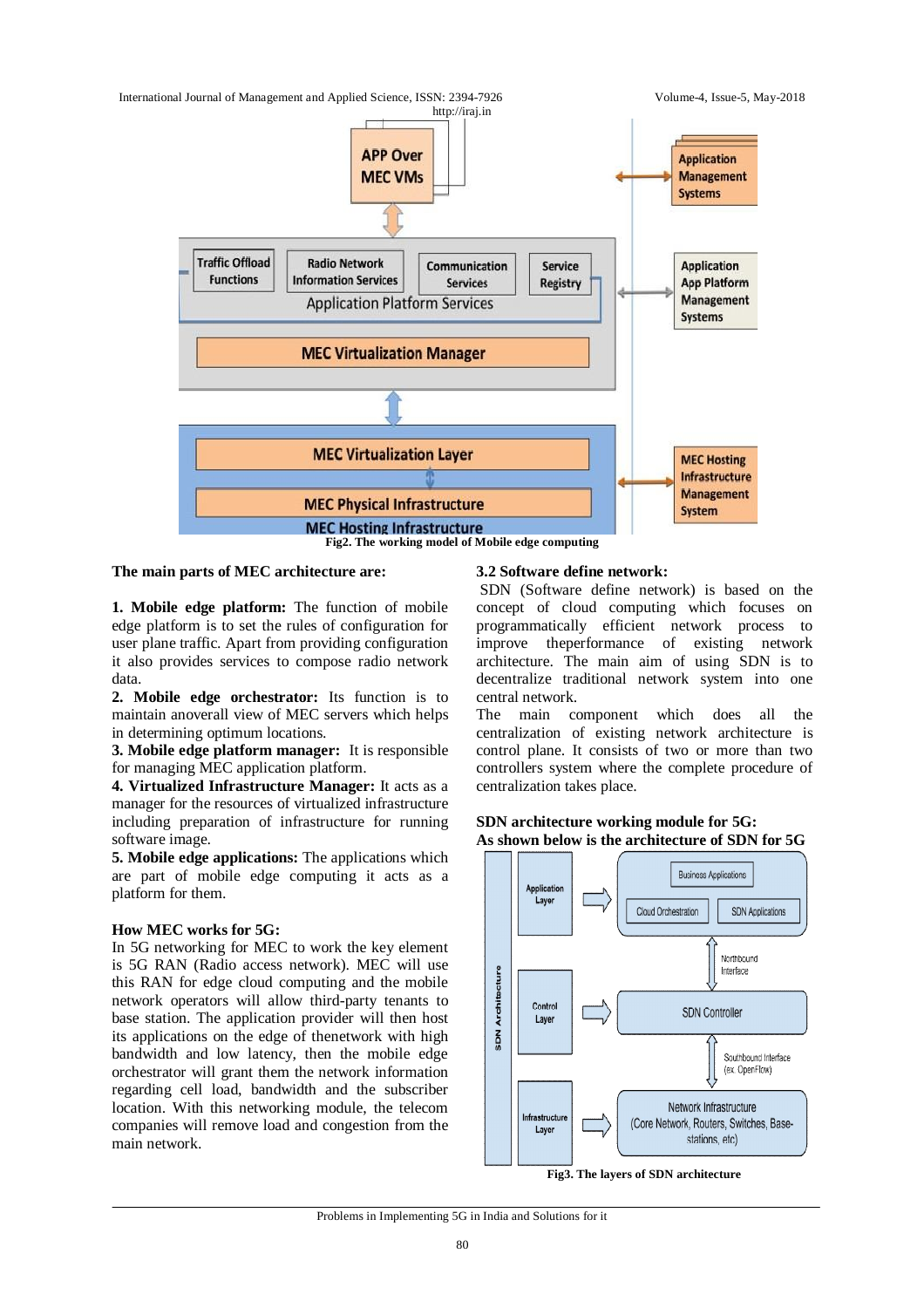Fig2. The working model of Mobile edge computing

**The main parts of MEC architecture are:**

**1. Mobile edge platform:** The function of mobile edge platform is to set the rules of configuration for user plane traffic. Apart from providing configuration it also provides services to compose radio network data.

**2. Mobile edge orchestrator:** Its function is to maintain anoverall view of MEC servers which helps in determining optimum locations.

**3. Mobile edge platform manager:** It is responsible for managing MEC application platform.

**4. Virtualized Infrastructure Manager:** It acts as a manager for the resources of virtualized infrastructure including preparation of infrastructure for running software image.

**5. Mobile edge applications:** The applications which are part of mobile edge computing it acts as a platform for them.

**How MEC works for 5G:**

In 5G networking for MEC to work the key element is 5G RAN (Radio access network). MEC will use this RAN for edge cloud computing and the mobile network operators will allow third-party tenants to base station. The application provider will then host its applications on the edge of thenetwork with high bandwidth and low latency, then the mobile edge orchestrator will grant them the network information regarding cell load, bandwidth and the subscriber location. With this networking module, the telecom companies will remove load and congestion from the main network.

**3.2 Software define network:**

SDN (Software define network) is based on the concept of cloud computing which focuses on programmatically efficient network process to improve theperformance of existing network architecture. The main aim of using SDN is to decentralize traditional network system into one central network.

The main component which does all the centralization of existing network architecture is control plane. It consists of two or more than two controllers system where the complete procedure of centralization takes place.

**SDN architecture working module for 5G:**
**As shown below is the architecture of SDN for 5G**

Fig3. The layers of SDN architecture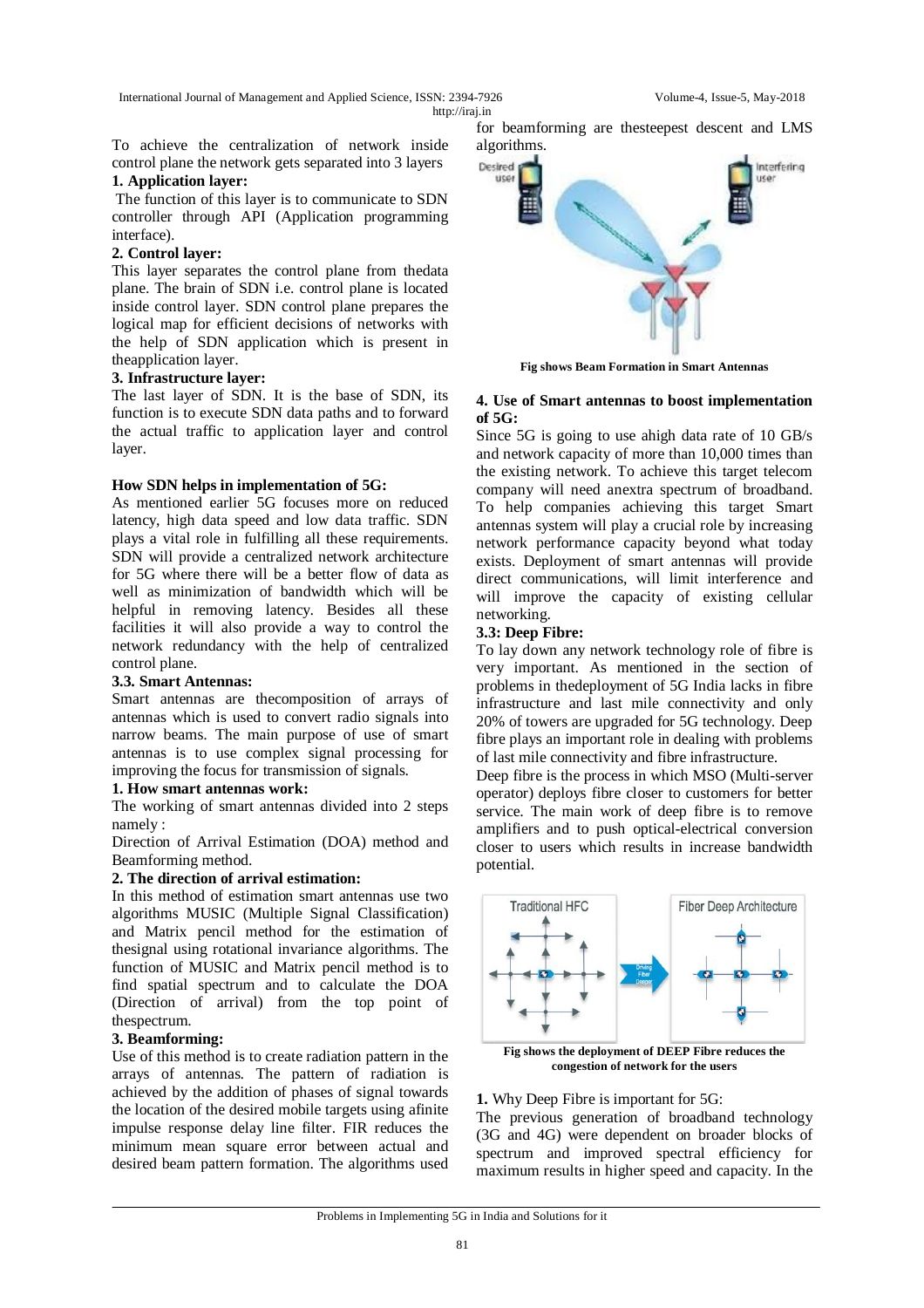To achieve the centralization of network inside control plane the network gets separated into 3 layers

**1. Application layer:**

The function of this layer is to communicate to SDN controller through API (Application programming interface).

**2. Control layer:**

This layer separates the control plane from thedata plane. The brain of SDN i.e. control plane is located inside control layer. SDN control plane prepares the logical map for efficient decisions of networks with the help of SDN application which is present in theapplication layer.

**3. Infrastructure layer:**

The last layer of SDN. It is the base of SDN, its function is to execute SDN data paths and to forward the actual traffic to application layer and control layer.

**How SDN helps in implementation of 5G:**

As mentioned earlier 5G focuses more on reduced latency, high data speed and low data traffic. SDN plays a vital role in fulfilling all these requirements. SDN will provide a centralized network architecture for 5G where there will be a better flow of data as well as minimization of bandwidth which will be helpful in removing latency. Besides all these facilities it will also provide a way to control the network redundancy with the help of centralized control plane.

**3.3. Smart Antennas:**

Smart antennas are thecomposition of arrays of antennas which is used to convert radio signals into narrow beams. The main purpose of use of smart antennas is to use complex signal processing for improving the focus for transmission of signals.

**1. How smart antennas work:**

The working of smart antennas divided into 2 steps namely :

Direction of Arrival Estimation (DOA) method and Beamforming method.

**2. The direction of arrival estimation:**

In this method of estimation smart antennas use two algorithms MUSIC (Multiple Signal Classification) and Matrix pencil method for the estimation of thesignal using rotational invariance algorithms. The function of MUSIC and Matrix pencil method is to find spatial spectrum and to calculate the DOA (Direction of arrival) from the top point of thespectrum.

**3. Beamforming:**

Use of this method is to create radiation pattern in the arrays of antennas. The pattern of radiation is achieved by the addition of phases of signal towards the location of the desired mobile targets using afinite impulse response delay line filter. FIR reduces the minimum mean square error between actual and desired beam pattern formation. The algorithms used for beamforming are thesteepest descent and LMS algorithms.

**Fig shows Beam Formation in Smart Antennas**

**4. Use of Smart antennas to boost implementation of 5G:**

Since 5G is going to use ahigh data rate of 10 GB/s and network capacity of more than 10,000 times than the existing network. To achieve this target telecom company will need anextra spectrum of broadband. To help companies achieving this target Smart antennas system will play a crucial role by increasing network performance capacity beyond what today exists. Deployment of smart antennas will provide direct communications, will limit interference and will improve the capacity of existing cellular networking.

**3.3: Deep Fibre:**

To lay down any network technology role of fibre is very important. As mentioned in the section of problems in thedeployment of 5G India lacks in fibre infrastructure and last mile connectivity and only 20% of towers are upgraded for 5G technology. Deep fibre plays an important role in dealing with problems of last mile connectivity and fibre infrastructure.

Deep fibre is the process in which MSO (Multi-server operator) deploys fibre closer to customers for better service. The main work of deep fibre is to remove amplifiers and to push optical-electrical conversion closer to users which results in increase bandwidth potential.

**Fig shows the deployment of DEEP Fibre reduces the congestion of network for the users**

**1.** Why Deep Fibre is important for 5G:

The previous generation of broadband technology (3G and 4G) were dependent on broader blocks of spectrum and improved spectral efficiency for maximum results in higher speed and capacity. In the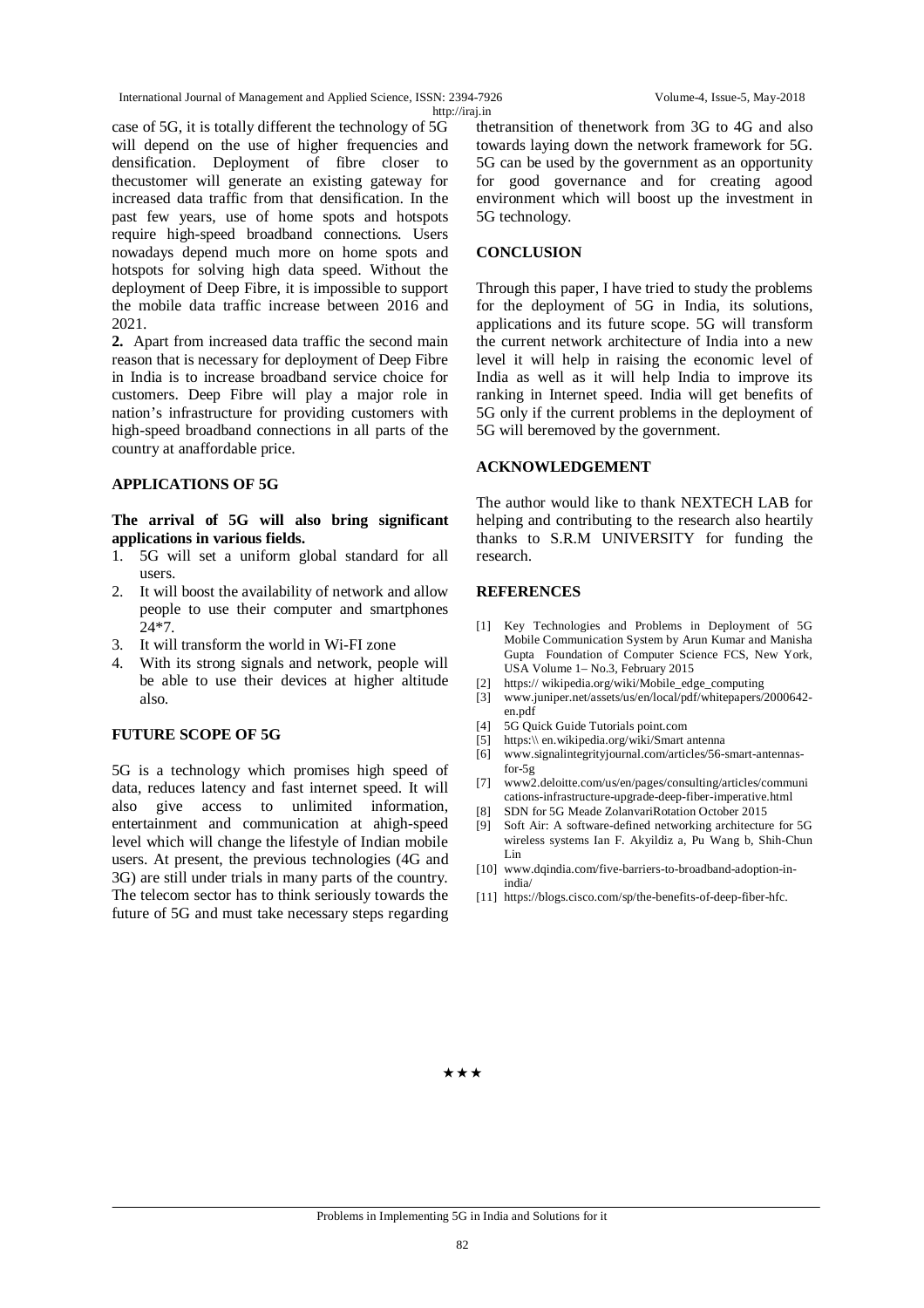case of 5G, it is totally different the technology of 5G will depend on the use of higher frequencies and densification. Deployment of fibre closer to thecustomer will generate an existing gateway for increased data traffic from that densification. In the past few years, use of home spots and hotspots require high-speed broadband connections. Users nowadays depend much more on home spots and hotspots for solving high data speed. Without the deployment of Deep Fibre, it is impossible to support the mobile data traffic increase between 2016 and 2021.

**2.** Apart from increased data traffic the second main reason that is necessary for deployment of Deep Fibre in India is to increase broadband service choice for customers. Deep Fibre will play a major role in nation's infrastructure for providing customers with high-speed broadband connections in all parts of the country at anaffordable price.

## APPLICATIONS OF 5G

**The arrival of 5G will also bring significant applications in various fields.**

1. 5G will set a uniform global standard for all users.
2. It will boost the availability of network and allow people to use their computer and smartphones 24*7.
3. It will transform the world in Wi-FI zone
4. With its strong signals and network, people will be able to use their devices at higher altitude also.

## FUTURE SCOPE OF 5G

5G is a technology which promises high speed of data, reduces latency and fast internet speed. It will also give access to unlimited information, entertainment and communication at ahigh-speed level which will change the lifestyle of Indian mobile users. At present, the previous technologies (4G and 3G) are still under trials in many parts of the country. The telecom sector has to think seriously towards the future of 5G and must take necessary steps regarding thetransition of thenetwork from 3G to 4G and also towards laying down the network framework for 5G. 5G can be used by the government as an opportunity for good governance and for creating agood environment which will boost up the investment in 5G technology.

## CONCLUSION

Through this paper, I have tried to study the problems for the deployment of 5G in India, its solutions, applications and its future scope. 5G will transform the current network architecture of India into a new level it will help in raising the economic level of India as well as it will help India to improve its ranking in Internet speed. India will get benefits of 5G only if the current problems in the deployment of 5G will beremoved by the government.

## ACKNOWLEDGEMENT

The author would like to thank NEXTECH LAB for helping and contributing to the research also heartily thanks to S.R.M UNIVERSITY for funding the research.

## REFERENCES

[1] Key Technologies and Problems in Deployment of 5G Mobile Communication System by Arun Kumar and Manisha Gupta Foundation of Computer Science FCS, New York, USA Volume 1– No.3, February 2015

[2] https:// wikipedia.org/wiki/Mobile_edge_computing

[3] www.juniper.net/assets/us/en/local/pdf/whitepapers/2000642-en.pdf

[4] 5G Quick Guide Tutorials point.com

[5] https:\\ en.wikipedia.org/wiki/Smart antenna

[6] www.signalintegrityjournal.com/articles/56-smart-antennas-for-5g

[7] www2.deloitte.com/us/en/pages/consulting/articles/communications-infrastructure-upgrade-deep-fiber-imperative.html

[8] SDN for 5G Meade ZolanvariRotation October 2015

[9] Soft Air: A software-defined networking architecture for 5G wireless systems Ian F. Akyildiz a, Pu Wang b, Shih-Chun Lin

[10] www.dqindia.com/five-barriers-to-broadband-adoption-in-india/

[11] https://blogs.cisco.com/sp/the-benefits-of-deep-fiber-hfc.

★★★